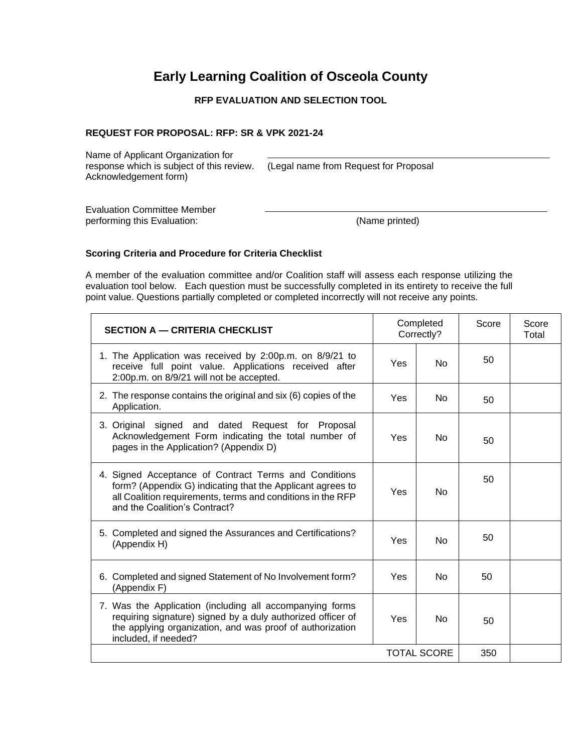# Early Learning Coalition of Osceola County

**RFP EVALUATION AND SELECTION TOOL**

**REQUEST FOR PROPOSAL: RFP: SR & VPK 2021-24**

Name of Applicant Organization for response which is subject of this review. ______________________________ (Legal name from Request for Proposal Acknowledgement form)

Evaluation Committee Member performing this Evaluation: ______________________________ (Name printed)

**Scoring Criteria and Procedure for Criteria Checklist**

A member of the evaluation committee and/or Coalition staff will assess each response utilizing the evaluation tool below. Each question must be successfully completed in its entirety to receive the full point value. Questions partially completed or completed incorrectly will not receive any points.

| **SECTION A — CRITERIA CHECKLIST** | Completed Correctly? | | Score | Score Total |
|---|---|---|---|---|
| 1. The Application was received by 2:00p.m. on 8/9/21 to receive full point value. Applications received after 2:00p.m. on 8/9/21 will not be accepted. | Yes | No | 50 | |
| 2. The response contains the original and six (6) copies of the Application. | Yes | No | 50 | |
| 3. Original signed and dated Request for Proposal Acknowledgement Form indicating the total number of pages in the Application? (Appendix D) | Yes | No | 50 | |
| 4. Signed Acceptance of Contract Terms and Conditions form? (Appendix G) indicating that the Applicant agrees to all Coalition requirements, terms and conditions in the RFP and the Coalition's Contract? | Yes | No | 50 | |
| 5. Completed and signed the Assurances and Certifications? (Appendix H) | Yes | No | 50 | |
| 6. Completed and signed Statement of No Involvement form? (Appendix F) | Yes | No | 50 | |
| 7. Was the Application (including all accompanying forms requiring signature) signed by a duly authorized officer of the applying organization, and was proof of authorization included, if needed? | Yes | No | 50 | |
| | | TOTAL SCORE | 350 | |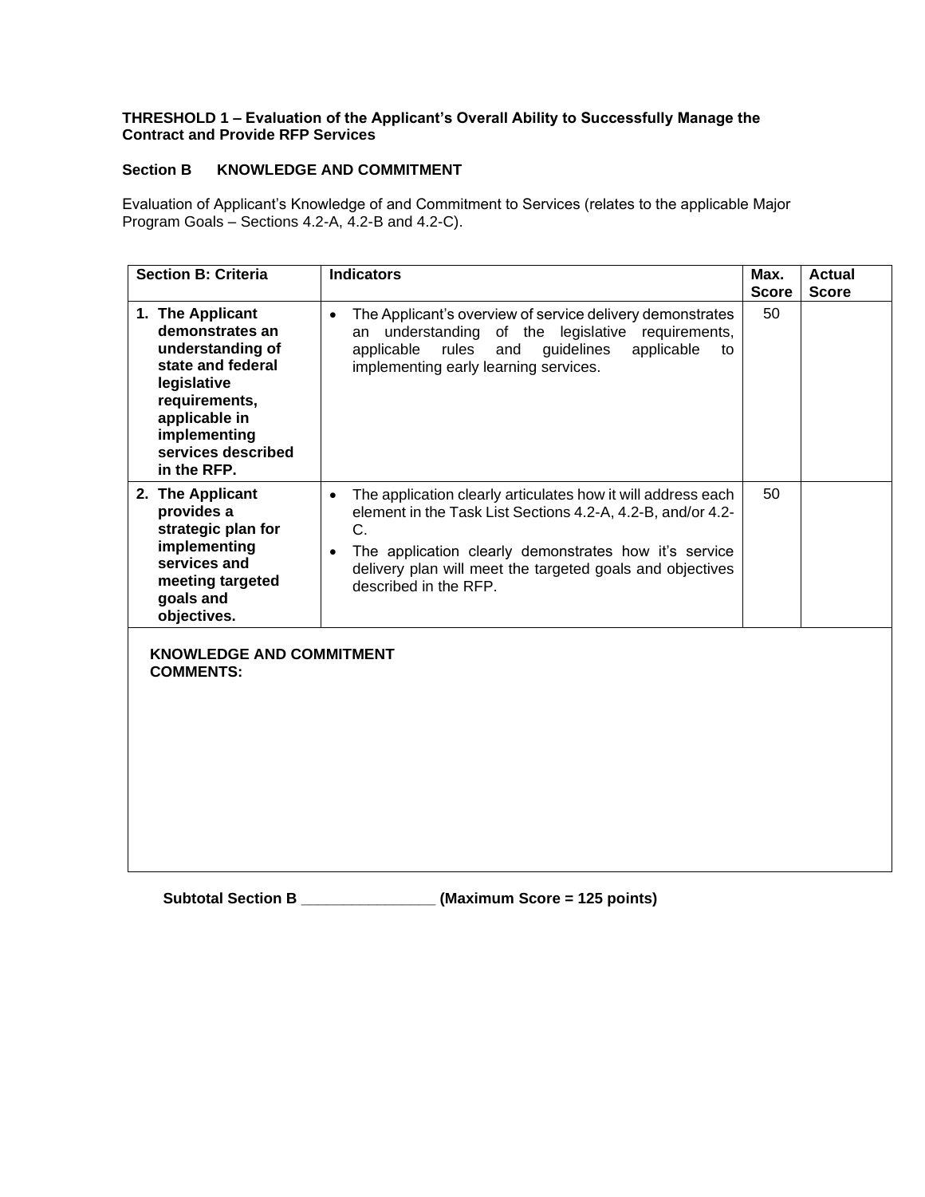**THRESHOLD 1 – Evaluation of the Applicant's Overall Ability to Successfully Manage the Contract and Provide RFP Services**

**Section B KNOWLEDGE AND COMMITMENT**

Evaluation of Applicant's Knowledge of and Commitment to Services (relates to the applicable Major Program Goals – Sections 4.2-A, 4.2-B and 4.2-C).

| Section B: Criteria | Indicators | Max. Score | Actual Score |
|---|---|---|---|
| **1. The Applicant demonstrates an understanding of state and federal legislative requirements, applicable in implementing services described in the RFP.** | • The Applicant's overview of service delivery demonstrates an understanding of the legislative requirements, applicable rules and guidelines applicable to implementing early learning services. | 50 | |
| **2. The Applicant provides a strategic plan for implementing services and meeting targeted goals and objectives.** | • The application clearly articulates how it will address each element in the Task List Sections 4.2-A, 4.2-B, and/or 4.2-C.<br>• The application clearly demonstrates how it's service delivery plan will meet the targeted goals and objectives described in the RFP. | 50 | |
| **KNOWLEDGE AND COMMITMENT COMMENTS:** | | | |

**Subtotal Section B \_\_\_\_\_\_\_\_\_\_\_\_\_\_\_\_ (Maximum Score = 125 points)**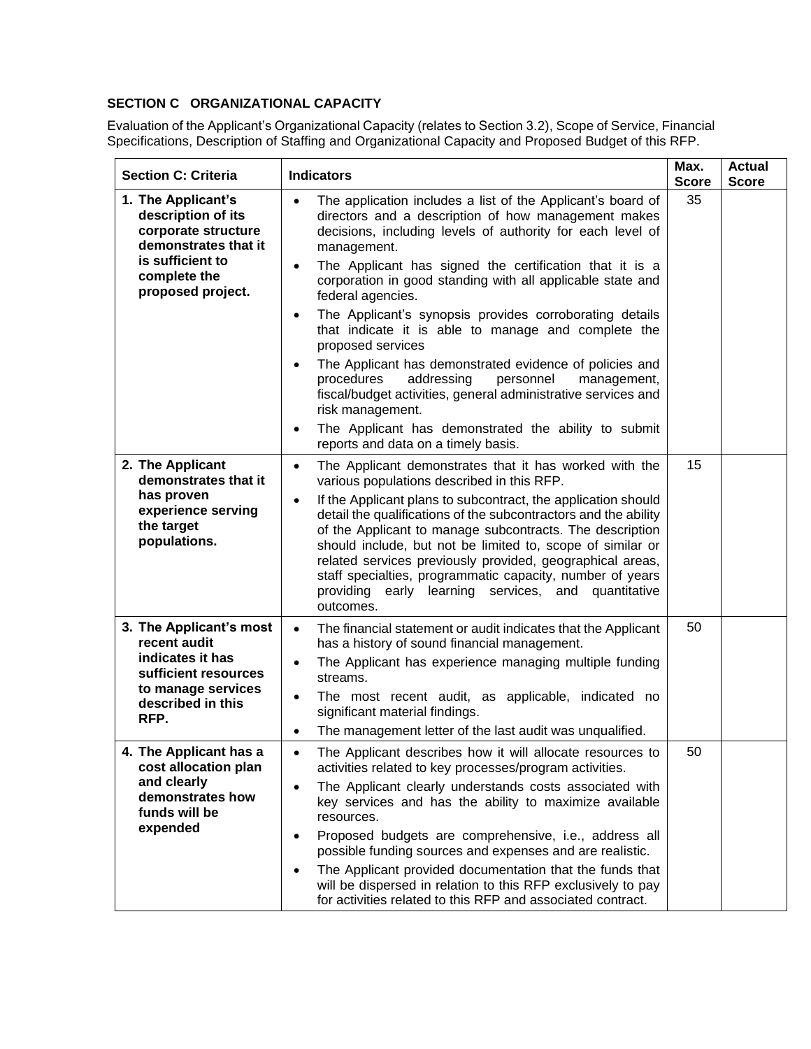**SECTION C ORGANIZATIONAL CAPACITY**

Evaluation of the Applicant's Organizational Capacity (relates to Section 3.2), Scope of Service, Financial Specifications, Description of Staffing and Organizational Capacity and Proposed Budget of this RFP.

| Section C: Criteria | Indicators | Max. Score | Actual Score |
|---|---|---|---|
| **1. The Applicant's description of its corporate structure demonstrates that it is sufficient to complete the proposed project.** | • The application includes a list of the Applicant's board of directors and a description of how management makes decisions, including levels of authority for each level of management.<br>• The Applicant has signed the certification that it is a corporation in good standing with all applicable state and federal agencies.<br>• The Applicant's synopsis provides corroborating details that indicate it is able to manage and complete the proposed services<br>• The Applicant has demonstrated evidence of policies and procedures addressing personnel management, fiscal/budget activities, general administrative services and risk management.<br>• The Applicant has demonstrated the ability to submit reports and data on a timely basis. | 35 | |
| **2. The Applicant demonstrates that it has proven experience serving the target populations.** | • The Applicant demonstrates that it has worked with the various populations described in this RFP.<br>• If the Applicant plans to subcontract, the application should detail the qualifications of the subcontractors and the ability of the Applicant to manage subcontracts. The description should include, but not be limited to, scope of similar or related services previously provided, geographical areas, staff specialties, programmatic capacity, number of years providing early learning services, and quantitative outcomes. | 15 | |
| **3. The Applicant's most recent audit indicates it has sufficient resources to manage services described in this RFP.** | • The financial statement or audit indicates that the Applicant has a history of sound financial management.<br>• The Applicant has experience managing multiple funding streams.<br>• The most recent audit, as applicable, indicated no significant material findings.<br>• The management letter of the last audit was unqualified. | 50 | |
| **4. The Applicant has a cost allocation plan and clearly demonstrates how funds will be expended** | • The Applicant describes how it will allocate resources to activities related to key processes/program activities.<br>• The Applicant clearly understands costs associated with key services and has the ability to maximize available resources.<br>• Proposed budgets are comprehensive, i.e., address all possible funding sources and expenses and are realistic.<br>• The Applicant provided documentation that the funds that will be dispersed in relation to this RFP exclusively to pay for activities related to this RFP and associated contract. | 50 | |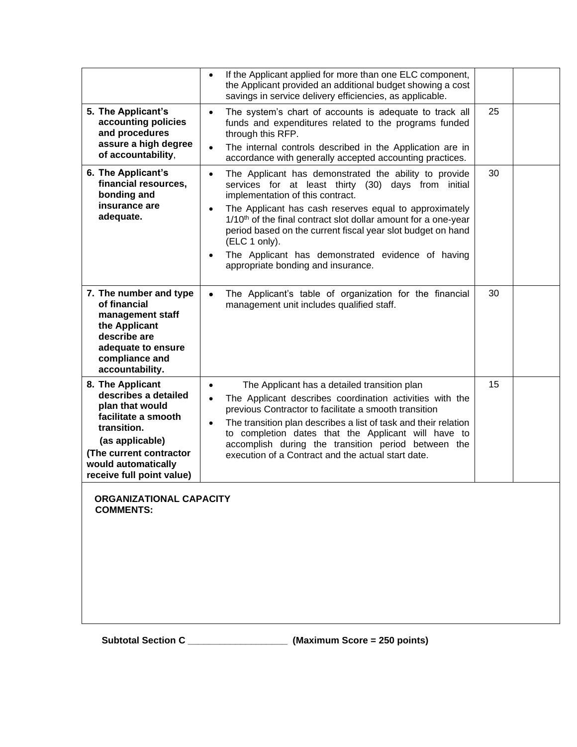| | | | |
|---|---|---|---|
| | • If the Applicant applied for more than one ELC component, the Applicant provided an additional budget showing a cost savings in service delivery efficiencies, as applicable. | | |
| **5. The Applicant's accounting policies and procedures assure a high degree of accountability**, | • The system's chart of accounts is adequate to track all funds and expenditures related to the programs funded through this RFP.<br>• The internal controls described in the Application are in accordance with generally accepted accounting practices. | 25 | |
| **6. The Applicant's financial resources, bonding and insurance are adequate.** | • The Applicant has demonstrated the ability to provide services for at least thirty (30) days from initial implementation of this contract.<br>• The Applicant has cash reserves equal to approximately 1/10th of the final contract slot dollar amount for a one-year period based on the current fiscal year slot budget on hand (ELC 1 only).<br>• The Applicant has demonstrated evidence of having appropriate bonding and insurance. | 30 | |
| **7. The number and type of financial management staff the Applicant describe are adequate to ensure compliance and accountability.** | • The Applicant's table of organization for the financial management unit includes qualified staff. | 30 | |
| **8. The Applicant describes a detailed plan that would facilitate a smooth transition.**<br>**(as applicable)**<br>**(The current contractor would automatically receive full point value)** | • The Applicant has a detailed transition plan<br>• The Applicant describes coordination activities with the previous Contractor to facilitate a smooth transition<br>• The transition plan describes a list of task and their relation to completion dates that the Applicant will have to accomplish during the transition period between the execution of a Contract and the actual start date. | 15 | |

**ORGANIZATIONAL CAPACITY COMMENTS:**

**Subtotal Section C __________________ (Maximum Score = 250 points)**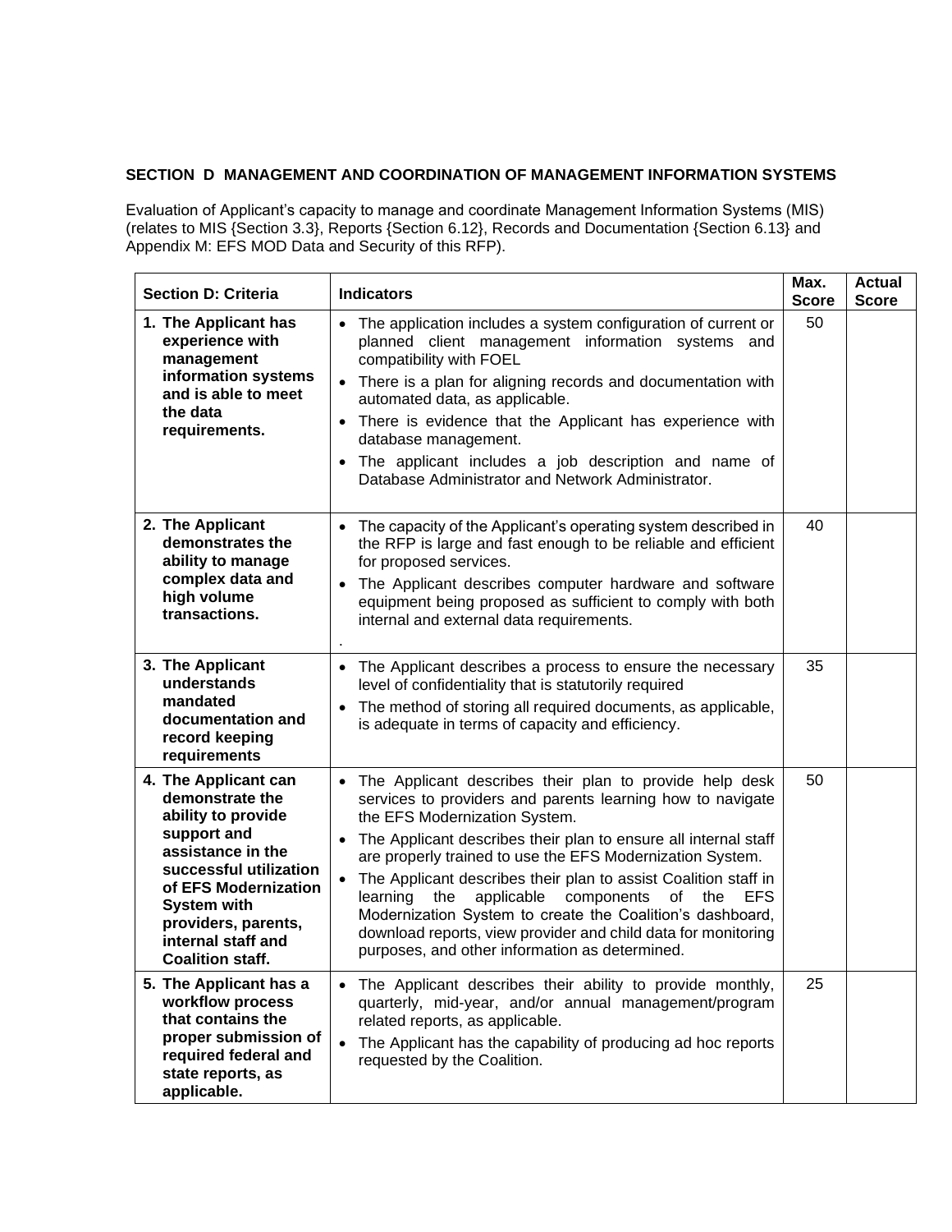## SECTION D MANAGEMENT AND COORDINATION OF MANAGEMENT INFORMATION SYSTEMS

Evaluation of Applicant's capacity to manage and coordinate Management Information Systems (MIS) (relates to MIS {Section 3.3}, Reports {Section 6.12}, Records and Documentation {Section 6.13} and Appendix M: EFS MOD Data and Security of this RFP).

| Section D: Criteria | Indicators | Max. Score | Actual Score |
|---|---|---|---|
| **1. The Applicant has experience with management information systems and is able to meet the data requirements.** | • The application includes a system configuration of current or planned client management information systems and compatibility with FOEL<br>• There is a plan for aligning records and documentation with automated data, as applicable.<br>• There is evidence that the Applicant has experience with database management.<br>• The applicant includes a job description and name of Database Administrator and Network Administrator. | 50 | |
| **2. The Applicant demonstrates the ability to manage complex data and high volume transactions.** | • The capacity of the Applicant's operating system described in the RFP is large and fast enough to be reliable and efficient for proposed services.<br>• The Applicant describes computer hardware and software equipment being proposed as sufficient to comply with both internal and external data requirements.<br>. | 40 | |
| **3. The Applicant understands mandated documentation and record keeping requirements** | • The Applicant describes a process to ensure the necessary level of confidentiality that is statutorily required<br>• The method of storing all required documents, as applicable, is adequate in terms of capacity and efficiency. | 35 | |
| **4. The Applicant can demonstrate the ability to provide support and assistance in the successful utilization of EFS Modernization System with providers, parents, internal staff and Coalition staff.** | • The Applicant describes their plan to provide help desk services to providers and parents learning how to navigate the EFS Modernization System.<br>• The Applicant describes their plan to ensure all internal staff are properly trained to use the EFS Modernization System.<br>• The Applicant describes their plan to assist Coalition staff in learning the applicable components of the EFS Modernization System to create the Coalition's dashboard, download reports, view provider and child data for monitoring purposes, and other information as determined. | 50 | |
| **5. The Applicant has a workflow process that contains the proper submission of required federal and state reports, as applicable.** | • The Applicant describes their ability to provide monthly, quarterly, mid-year, and/or annual management/program related reports, as applicable.<br>• The Applicant has the capability of producing ad hoc reports requested by the Coalition. | 25 | |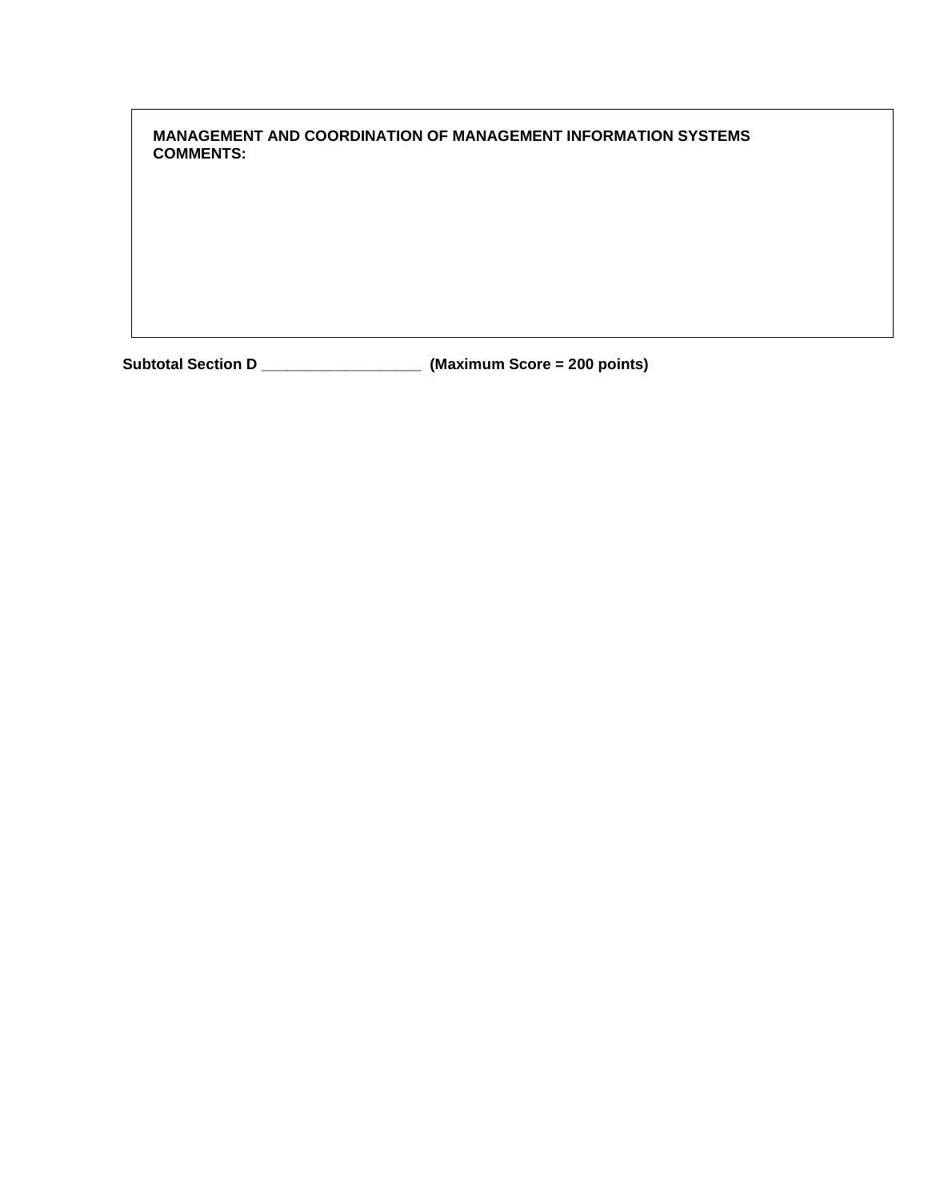**MANAGEMENT AND COORDINATION OF MANAGEMENT INFORMATION SYSTEMS COMMENTS:**

**Subtotal Section D ___________________ (Maximum Score = 200 points)**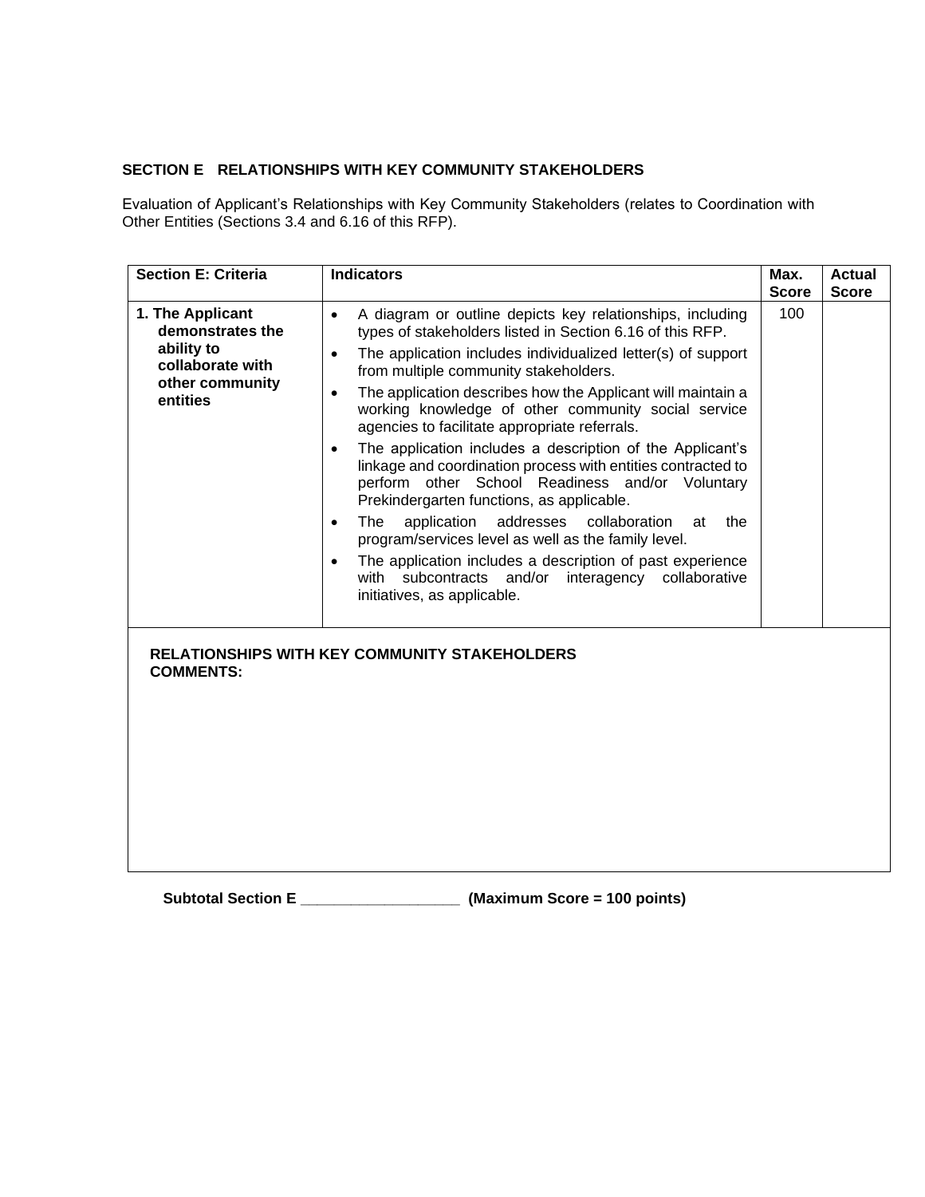## SECTION E RELATIONSHIPS WITH KEY COMMUNITY STAKEHOLDERS

Evaluation of Applicant's Relationships with Key Community Stakeholders (relates to Coordination with Other Entities (Sections 3.4 and 6.16 of this RFP).

| Section E: Criteria | Indicators | Max. Score | Actual Score |
|---|---|---|---|
| **1. The Applicant demonstrates the ability to collaborate with other community entities** | • A diagram or outline depicts key relationships, including types of stakeholders listed in Section 6.16 of this RFP.<br>• The application includes individualized letter(s) of support from multiple community stakeholders.<br>• The application describes how the Applicant will maintain a working knowledge of other community social service agencies to facilitate appropriate referrals.<br>• The application includes a description of the Applicant's linkage and coordination process with entities contracted to perform other School Readiness and/or Voluntary Prekindergarten functions, as applicable.<br>• The application addresses collaboration at the program/services level as well as the family level.<br>• The application includes a description of past experience with subcontracts and/or interagency collaborative initiatives, as applicable. | 100 | |
| **RELATIONSHIPS WITH KEY COMMUNITY STAKEHOLDERS COMMENTS:** | | | |

**Subtotal Section E \_\_\_\_\_\_\_\_\_\_\_\_\_\_\_\_\_\_\_ (Maximum Score = 100 points)**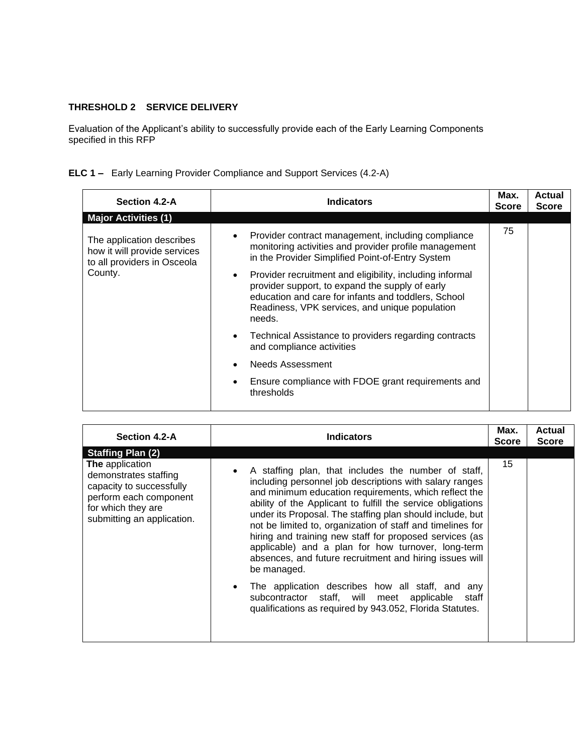**THRESHOLD 2 SERVICE DELIVERY**

Evaluation of the Applicant's ability to successfully provide each of the Early Learning Components specified in this RFP

**ELC 1 –** Early Learning Provider Compliance and Support Services (4.2-A)

| Section 4.2-A | Indicators | Max. Score | Actual Score |
|---|---|---|---|
| **Major Activities (1)** | | | |
| The application describes how it will provide services to all providers in Osceola County. | • Provider contract management, including compliance monitoring activities and provider profile management in the Provider Simplified Point-of-Entry System<br>• Provider recruitment and eligibility, including informal provider support, to expand the supply of early education and care for infants and toddlers, School Readiness, VPK services, and unique population needs.<br>• Technical Assistance to providers regarding contracts and compliance activities<br>• Needs Assessment<br>• Ensure compliance with FDOE grant requirements and thresholds | 75 | |

| Section 4.2-A | Indicators | Max. Score | Actual Score |
|---|---|---|---|
| **Staffing Plan (2)** | | | |
| **The** application demonstrates staffing capacity to successfully perform each component for which they are submitting an application. | • A staffing plan, that includes the number of staff, including personnel job descriptions with salary ranges and minimum education requirements, which reflect the ability of the Applicant to fulfill the service obligations under its Proposal. The staffing plan should include, but not be limited to, organization of staff and timelines for hiring and training new staff for proposed services (as applicable) and a plan for how turnover, long-term absences, and future recruitment and hiring issues will be managed.<br>• The application describes how all staff, and any subcontractor staff, will meet applicable staff qualifications as required by 943.052, Florida Statutes. | 15 | |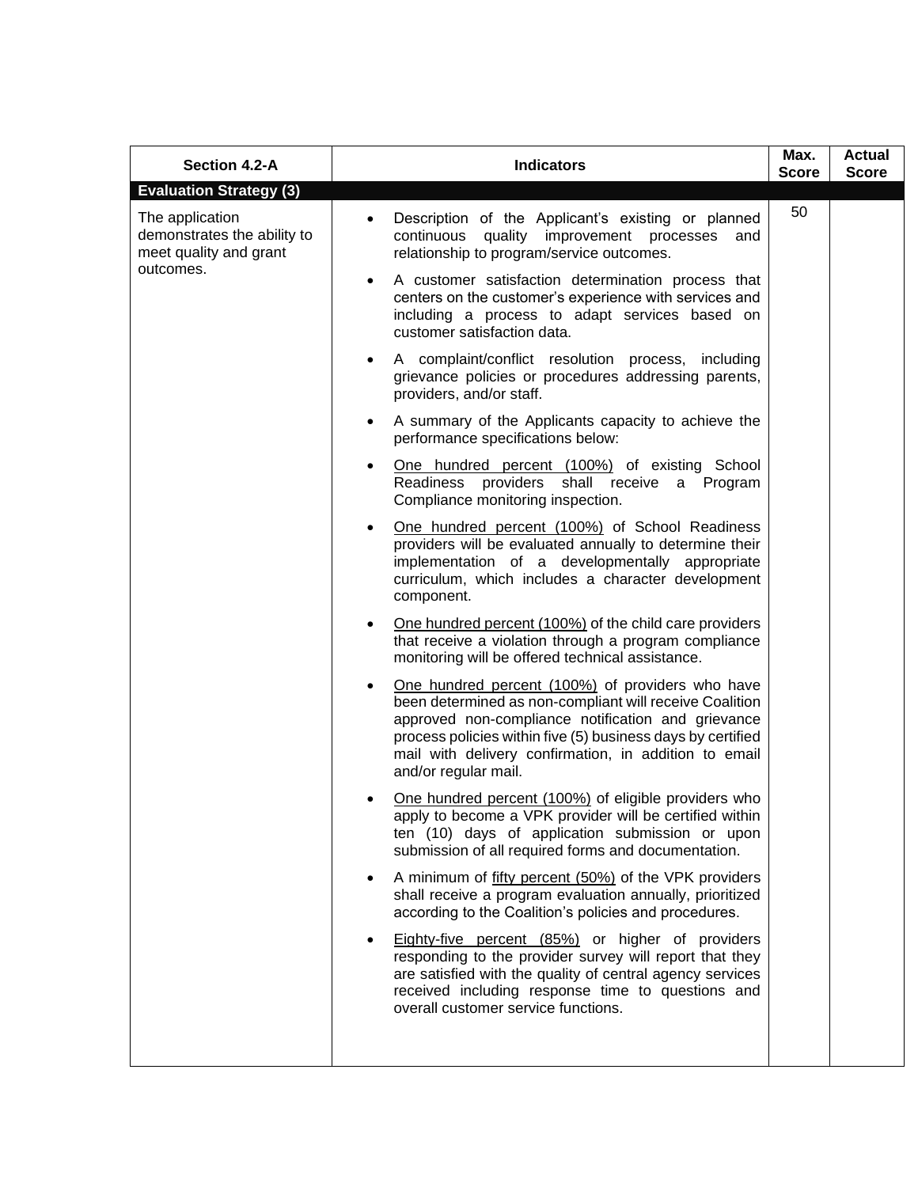| Section 4.2-A | Indicators | Max. Score | Actual Score |
|---|---|---|---|
| **Evaluation Strategy (3)** | | | |
| The application demonstrates the ability to meet quality and grant outcomes. | • Description of the Applicant's existing or planned continuous quality improvement processes and relationship to program/service outcomes.<br>• A customer satisfaction determination process that centers on the customer's experience with services and including a process to adapt services based on customer satisfaction data.<br>• A complaint/conflict resolution process, including grievance policies or procedures addressing parents, providers, and/or staff.<br>• A summary of the Applicants capacity to achieve the performance specifications below:<br>• One hundred percent (100%) of existing School Readiness providers shall receive a Program Compliance monitoring inspection.<br>• One hundred percent (100%) of School Readiness providers will be evaluated annually to determine their implementation of a developmentally appropriate curriculum, which includes a character development component.<br>• One hundred percent (100%) of the child care providers that receive a violation through a program compliance monitoring will be offered technical assistance.<br>• One hundred percent (100%) of providers who have been determined as non-compliant will receive Coalition approved non-compliance notification and grievance process policies within five (5) business days by certified mail with delivery confirmation, in addition to email and/or regular mail.<br>• One hundred percent (100%) of eligible providers who apply to become a VPK provider will be certified within ten (10) days of application submission or upon submission of all required forms and documentation.<br>• A minimum of fifty percent (50%) of the VPK providers shall receive a program evaluation annually, prioritized according to the Coalition's policies and procedures.<br>• Eighty-five percent (85%) or higher of providers responding to the provider survey will report that they are satisfied with the quality of central agency services received including response time to questions and overall customer service functions. | 50 | |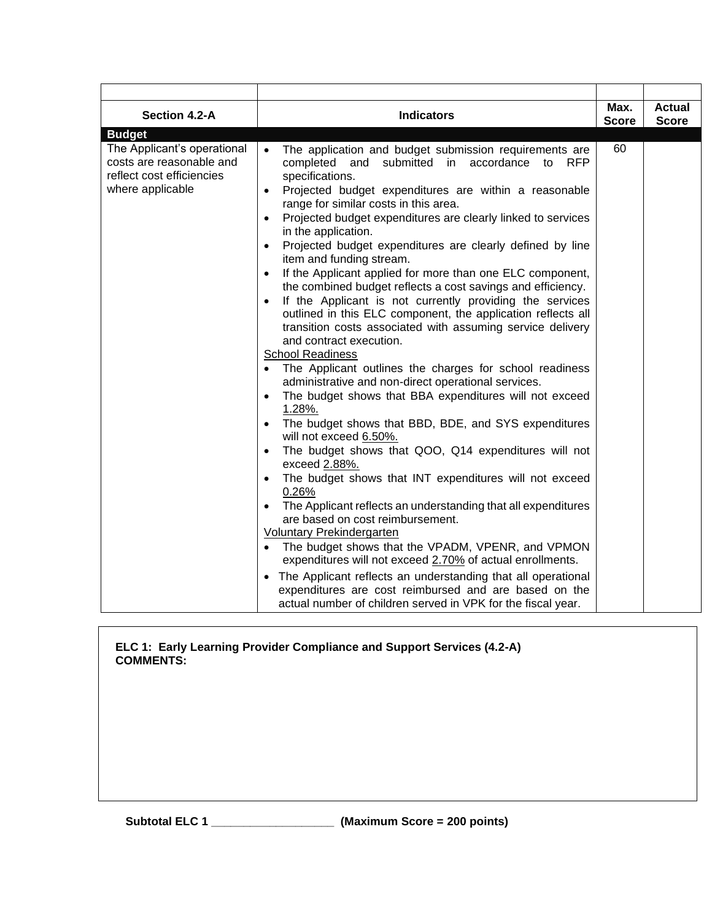| Section 4.2-A | Indicators | Max. Score | Actual Score |
|---|---|---|---|
| **Budget** | | | |
| The Applicant's operational costs are reasonable and reflect cost efficiencies where applicable | • The application and budget submission requirements are completed and submitted in accordance to RFP specifications.<br>• Projected budget expenditures are within a reasonable range for similar costs in this area.<br>• Projected budget expenditures are clearly linked to services in the application.<br>• Projected budget expenditures are clearly defined by line item and funding stream.<br>• If the Applicant applied for more than one ELC component, the combined budget reflects a cost savings and efficiency.<br>• If the Applicant is not currently providing the services outlined in this ELC component, the application reflects all transition costs associated with assuming service delivery and contract execution.<br>School Readiness<br>• The Applicant outlines the charges for school readiness administrative and non-direct operational services.<br>• The budget shows that BBA expenditures will not exceed 1.28%.<br>• The budget shows that BBD, BDE, and SYS expenditures will not exceed 6.50%.<br>• The budget shows that QOO, Q14 expenditures will not exceed 2.88%.<br>• The budget shows that INT expenditures will not exceed 0.26%<br>• The Applicant reflects an understanding that all expenditures are based on cost reimbursement.<br>Voluntary Prekindergarten<br>• The budget shows that the VPADM, VPENR, and VPMON expenditures will not exceed 2.70% of actual enrollments.<br>• The Applicant reflects an understanding that all operational expenditures are cost reimbursed and are based on the actual number of children served in VPK for the fiscal year. | 60 | |

**ELC 1: Early Learning Provider Compliance and Support Services (4.2-A)**
**COMMENTS:**

**Subtotal ELC 1 ___________________ (Maximum Score = 200 points)**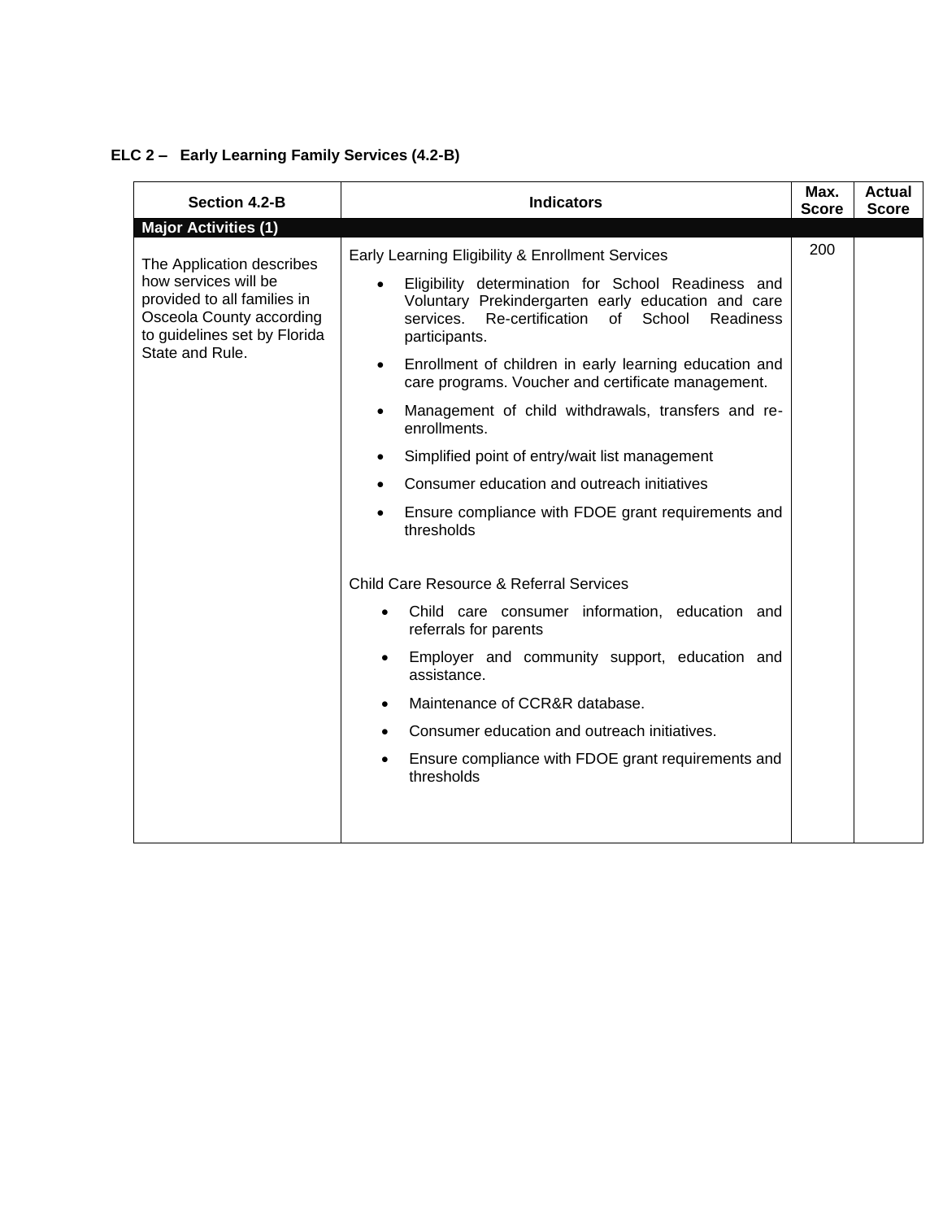**ELC 2 – Early Learning Family Services (4.2-B)**

| Section 4.2-B | Indicators | Max. Score | Actual Score |
|---|---|---|---|
| **Major Activities (1)** | | | |
| The Application describes how services will be provided to all families in Osceola County according to guidelines set by Florida State and Rule. | Early Learning Eligibility & Enrollment Services<br>• Eligibility determination for School Readiness and Voluntary Prekindergarten early education and care services. Re-certification of School Readiness participants.<br>• Enrollment of children in early learning education and care programs. Voucher and certificate management.<br>• Management of child withdrawals, transfers and re-enrollments.<br>• Simplified point of entry/wait list management<br>• Consumer education and outreach initiatives<br>• Ensure compliance with FDOE grant requirements and thresholds<br><br>Child Care Resource & Referral Services<br>• Child care consumer information, education and referrals for parents<br>• Employer and community support, education and assistance.<br>• Maintenance of CCR&R database.<br>• Consumer education and outreach initiatives.<br>• Ensure compliance with FDOE grant requirements and thresholds | 200 | |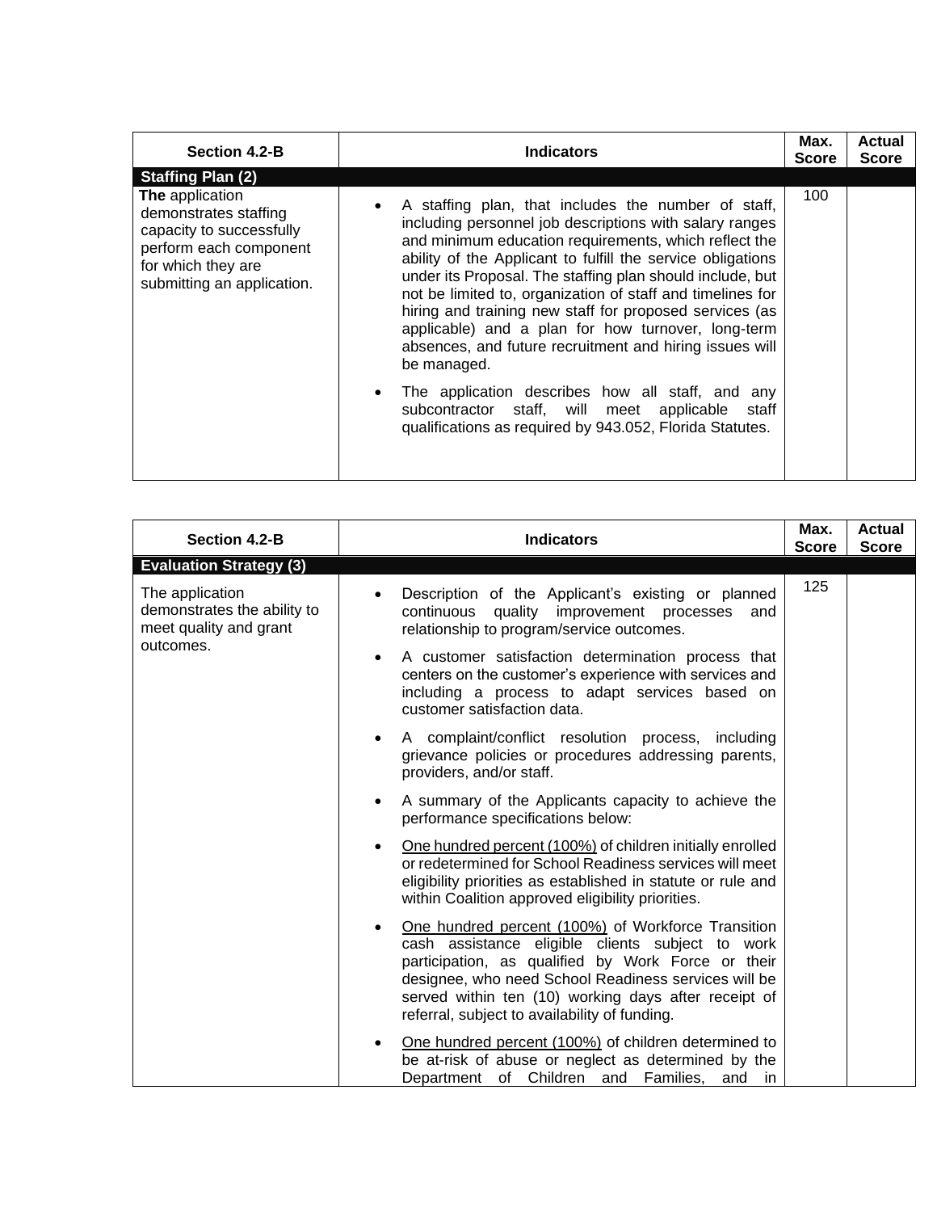| Section 4.2-B | Indicators | Max. Score | Actual Score |
|---|---|---|---|
| **Staffing Plan (2)** | | | |
| **The** application demonstrates staffing capacity to successfully perform each component for which they are submitting an application. | • A staffing plan, that includes the number of staff, including personnel job descriptions with salary ranges and minimum education requirements, which reflect the ability of the Applicant to fulfill the service obligations under its Proposal. The staffing plan should include, but not be limited to, organization of staff and timelines for hiring and training new staff for proposed services (as applicable) and a plan for how turnover, long-term absences, and future recruitment and hiring issues will be managed.<br><br>• The application describes how all staff, and any subcontractor staff, will meet applicable staff qualifications as required by 943.052, Florida Statutes. | 100 | |

| Section 4.2-B | Indicators | Max. Score | Actual Score |
|---|---|---|---|
| **Evaluation Strategy (3)** | | | |
| The application demonstrates the ability to meet quality and grant outcomes. | • Description of the Applicant's existing or planned continuous quality improvement processes and relationship to program/service outcomes.<br><br>• A customer satisfaction determination process that centers on the customer's experience with services and including a process to adapt services based on customer satisfaction data.<br><br>• A complaint/conflict resolution process, including grievance policies or procedures addressing parents, providers, and/or staff.<br><br>• A summary of the Applicants capacity to achieve the performance specifications below:<br><br>• <u>One hundred percent (100%)</u> of children initially enrolled or redetermined for School Readiness services will meet eligibility priorities as established in statute or rule and within Coalition approved eligibility priorities.<br><br>• <u>One hundred percent (100%)</u> of Workforce Transition cash assistance eligible clients subject to work participation, as qualified by Work Force or their designee, who need School Readiness services will be served within ten (10) working days after receipt of referral, subject to availability of funding.<br><br>• <u>One hundred percent (100%)</u> of children determined to be at-risk of abuse or neglect as determined by the Department of Children and Families, and in | 125 | |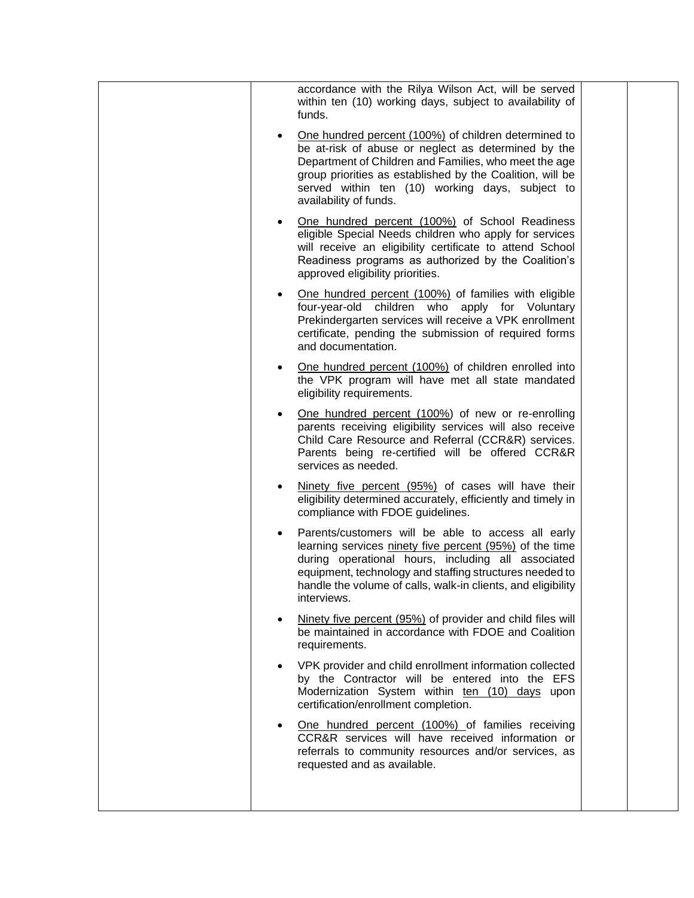| | | | |
|---|---|---|---|
| | accordance with the Rilya Wilson Act, will be served within ten (10) working days, subject to availability of funds.<br><br>• One hundred percent (100%) of children determined to be at-risk of abuse or neglect as determined by the Department of Children and Families, who meet the age group priorities as established by the Coalition, will be served within ten (10) working days, subject to availability of funds.<br><br>• One hundred percent (100%) of School Readiness eligible Special Needs children who apply for services will receive an eligibility certificate to attend School Readiness programs as authorized by the Coalition's approved eligibility priorities.<br><br>• One hundred percent (100%) of families with eligible four-year-old children who apply for Voluntary Prekindergarten services will receive a VPK enrollment certificate, pending the submission of required forms and documentation.<br><br>• One hundred percent (100%) of children enrolled into the VPK program will have met all state mandated eligibility requirements.<br><br>• One hundred percent (100%) of new or re-enrolling parents receiving eligibility services will also receive Child Care Resource and Referral (CCR&R) services. Parents being re-certified will be offered CCR&R services as needed.<br><br>• Ninety five percent (95%) of cases will have their eligibility determined accurately, efficiently and timely in compliance with FDOE guidelines.<br><br>• Parents/customers will be able to access all early learning services ninety five percent (95%) of the time during operational hours, including all associated equipment, technology and staffing structures needed to handle the volume of calls, walk-in clients, and eligibility interviews.<br><br>• Ninety five percent (95%) of provider and child files will be maintained in accordance with FDOE and Coalition requirements.<br><br>• VPK provider and child enrollment information collected by the Contractor will be entered into the EFS Modernization System within ten (10) days upon certification/enrollment completion.<br><br>• One hundred percent (100%) of families receiving CCR&R services will have received information or referrals to community resources and/or services, as requested and as available. | | |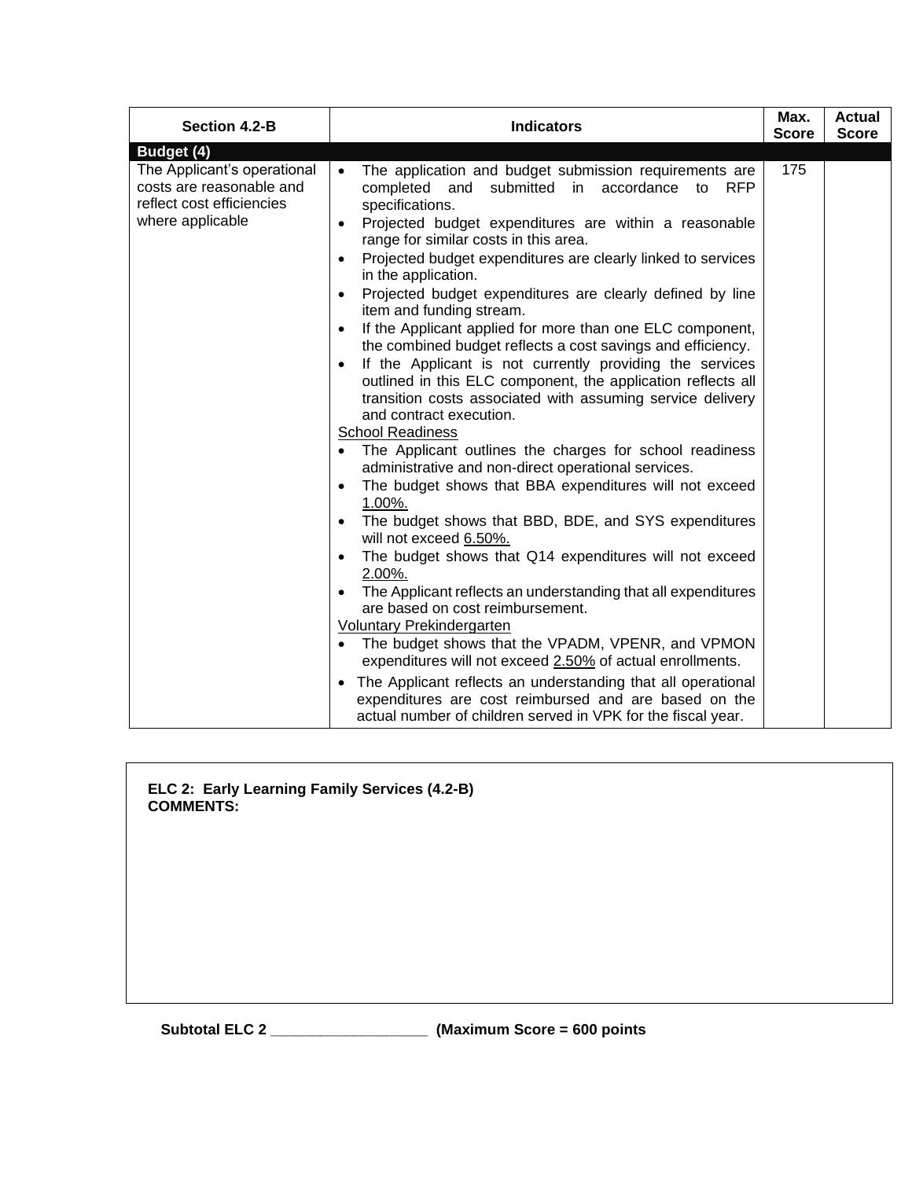| Section 4.2-B | Indicators | Max. Score | Actual Score |
|---|---|---|---|
| **Budget (4)** | | | |
| The Applicant's operational costs are reasonable and reflect cost efficiencies where applicable | • The application and budget submission requirements are completed and submitted in accordance to RFP specifications.<br>• Projected budget expenditures are within a reasonable range for similar costs in this area.<br>• Projected budget expenditures are clearly linked to services in the application.<br>• Projected budget expenditures are clearly defined by line item and funding stream.<br>• If the Applicant applied for more than one ELC component, the combined budget reflects a cost savings and efficiency.<br>• If the Applicant is not currently providing the services outlined in this ELC component, the application reflects all transition costs associated with assuming service delivery and contract execution.<br><u>School Readiness</u><br>• The Applicant outlines the charges for school readiness administrative and non-direct operational services.<br>• The budget shows that BBA expenditures will not exceed <u>1.00%.</u><br>• The budget shows that BBD, BDE, and SYS expenditures will not exceed <u>6.50%.</u><br>• The budget shows that Q14 expenditures will not exceed <u>2.00%.</u><br>• The Applicant reflects an understanding that all expenditures are based on cost reimbursement.<br><u>Voluntary Prekindergarten</u><br>• The budget shows that the VPADM, VPENR, and VPMON expenditures will not exceed <u>2.50%</u> of actual enrollments.<br>• The Applicant reflects an understanding that all operational expenditures are cost reimbursed and are based on the actual number of children served in VPK for the fiscal year. | 175 | |

**ELC 2: Early Learning Family Services (4.2-B)**
**COMMENTS:**

**Subtotal ELC 2 ___________________ (Maximum Score = 600 points**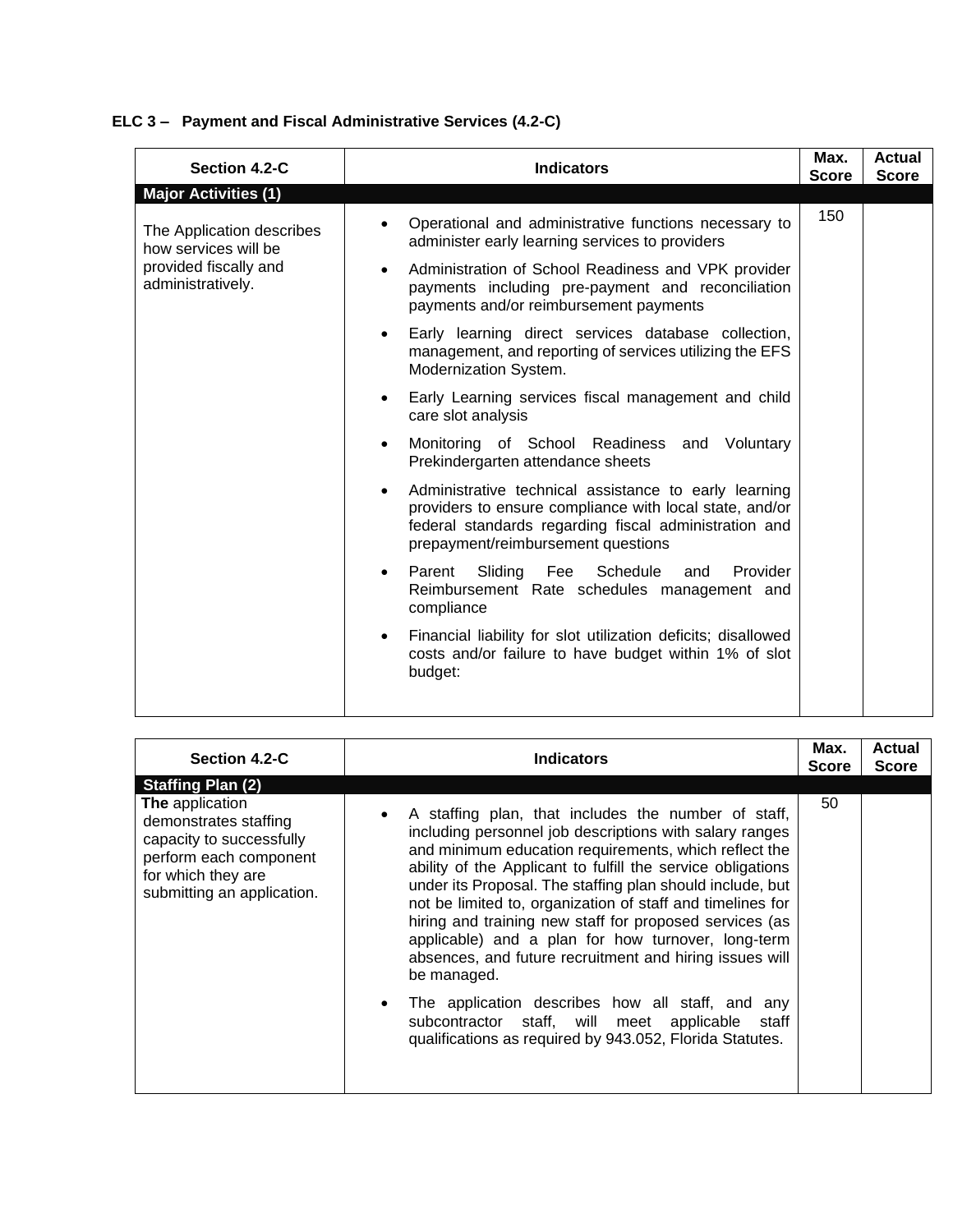**ELC 3 – Payment and Fiscal Administrative Services (4.2-C)**

| Section 4.2-C | Indicators | Max. Score | Actual Score |
|---|---|---|---|
| **Major Activities (1)** | | | |
| The Application describes how services will be provided fiscally and administratively. | • Operational and administrative functions necessary to administer early learning services to providers<br>• Administration of School Readiness and VPK provider payments including pre-payment and reconciliation payments and/or reimbursement payments<br>• Early learning direct services database collection, management, and reporting of services utilizing the EFS Modernization System.<br>• Early Learning services fiscal management and child care slot analysis<br>• Monitoring of School Readiness and Voluntary Prekindergarten attendance sheets<br>• Administrative technical assistance to early learning providers to ensure compliance with local state, and/or federal standards regarding fiscal administration and prepayment/reimbursement questions<br>• Parent Sliding Fee Schedule and Provider Reimbursement Rate schedules management and compliance<br>• Financial liability for slot utilization deficits; disallowed costs and/or failure to have budget within 1% of slot budget: | 150 | |

| Section 4.2-C | Indicators | Max. Score | Actual Score |
|---|---|---|---|
| **Staffing Plan (2)** | | | |
| **The** application demonstrates staffing capacity to successfully perform each component for which they are submitting an application. | • A staffing plan, that includes the number of staff, including personnel job descriptions with salary ranges and minimum education requirements, which reflect the ability of the Applicant to fulfill the service obligations under its Proposal. The staffing plan should include, but not be limited to, organization of staff and timelines for hiring and training new staff for proposed services (as applicable) and a plan for how turnover, long-term absences, and future recruitment and hiring issues will be managed.<br>• The application describes how all staff, and any subcontractor staff, will meet applicable staff qualifications as required by 943.052, Florida Statutes. | 50 | |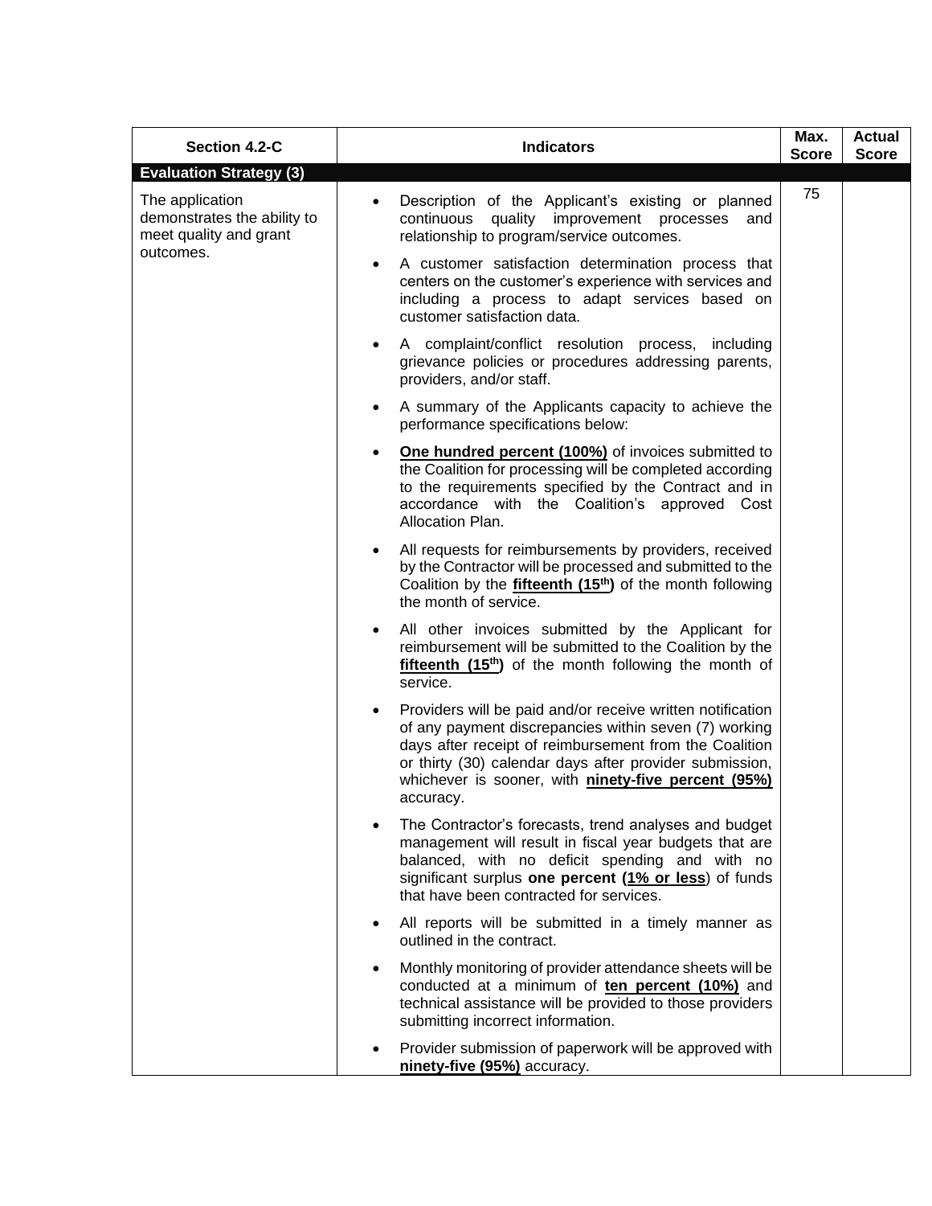| Section 4.2-C | Indicators | Max. Score | Actual Score |
|---|---|---|---|
| **Evaluation Strategy (3)** | | | |
| The application demonstrates the ability to meet quality and grant outcomes. | • Description of the Applicant's existing or planned continuous quality improvement processes and relationship to program/service outcomes.<br><br>• A customer satisfaction determination process that centers on the customer's experience with services and including a process to adapt services based on customer satisfaction data.<br><br>• A complaint/conflict resolution process, including grievance policies or procedures addressing parents, providers, and/or staff.<br><br>• A summary of the Applicants capacity to achieve the performance specifications below:<br><br>• **One hundred percent (100%)** of invoices submitted to the Coalition for processing will be completed according to the requirements specified by the Contract and in accordance with the Coalition's approved Cost Allocation Plan.<br><br>• All requests for reimbursements by providers, received by the Contractor will be processed and submitted to the Coalition by the **fifteenth (15th)** of the month following the month of service.<br><br>• All other invoices submitted by the Applicant for reimbursement will be submitted to the Coalition by the **fifteenth (15th)** of the month following the month of service.<br><br>• Providers will be paid and/or receive written notification of any payment discrepancies within seven (7) working days after receipt of reimbursement from the Coalition or thirty (30) calendar days after provider submission, whichever is sooner, with **ninety-five percent (95%)** accuracy.<br><br>• The Contractor's forecasts, trend analyses and budget management will result in fiscal year budgets that are balanced, with no deficit spending and with no significant surplus **one percent (1% or less)** of funds that have been contracted for services.<br><br>• All reports will be submitted in a timely manner as outlined in the contract.<br><br>• Monthly monitoring of provider attendance sheets will be conducted at a minimum of **ten percent (10%)** and technical assistance will be provided to those providers submitting incorrect information.<br><br>• Provider submission of paperwork will be approved with **ninety-five (95%)** accuracy. | 75 | |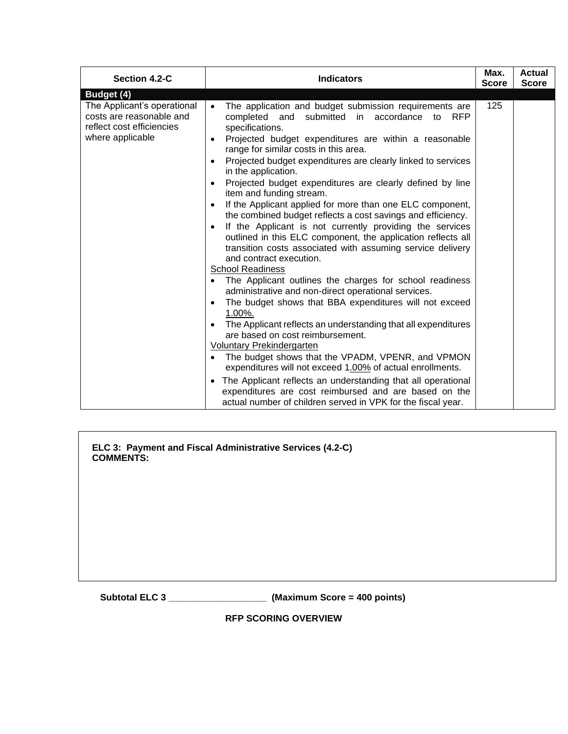| Section 4.2-C | Indicators | Max. Score | Actual Score |
|---|---|---|---|
| **Budget (4)** | | | |
| The Applicant's operational costs are reasonable and reflect cost efficiencies where applicable | • The application and budget submission requirements are completed and submitted in accordance to RFP specifications.<br>• Projected budget expenditures are within a reasonable range for similar costs in this area.<br>• Projected budget expenditures are clearly linked to services in the application.<br>• Projected budget expenditures are clearly defined by line item and funding stream.<br>• If the Applicant applied for more than one ELC component, the combined budget reflects a cost savings and efficiency.<br>• If the Applicant is not currently providing the services outlined in this ELC component, the application reflects all transition costs associated with assuming service delivery and contract execution.<br>School Readiness<br>• The Applicant outlines the charges for school readiness administrative and non-direct operational services.<br>• The budget shows that BBA expenditures will not exceed 1.00%.<br>• The Applicant reflects an understanding that all expenditures are based on cost reimbursement.<br>Voluntary Prekindergarten<br>• The budget shows that the VPADM, VPENR, and VPMON expenditures will not exceed 1.00% of actual enrollments.<br>• The Applicant reflects an understanding that all operational expenditures are cost reimbursed and are based on the actual number of children served in VPK for the fiscal year. | 125 | |

**ELC 3: Payment and Fiscal Administrative Services (4.2-C)**
**COMMENTS:**

**Subtotal ELC 3 ___________________ (Maximum Score = 400 points)**

**RFP SCORING OVERVIEW**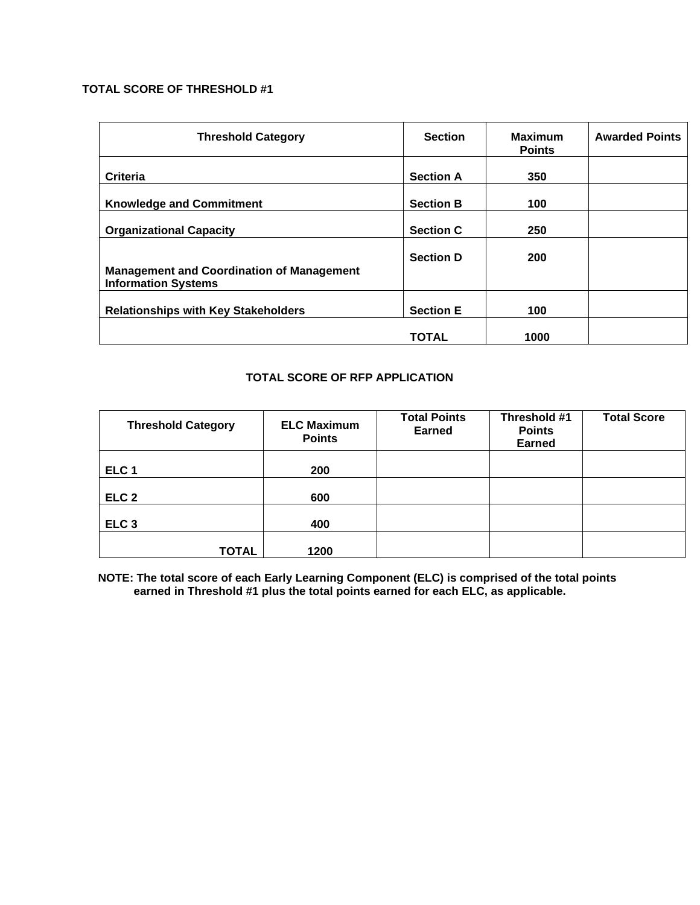**TOTAL SCORE OF THRESHOLD #1**

| Threshold Category | Section | Maximum Points | Awarded Points |
|---|---|---|---|
| **Criteria** | **Section A** | **350** | |
| **Knowledge and Commitment** | **Section B** | **100** | |
| **Organizational Capacity** | **Section C** | **250** | |
| **Management and Coordination of Management Information Systems** | **Section D** | **200** | |
| **Relationships with Key Stakeholders** | **Section E** | **100** | |
| | **TOTAL** | **1000** | |

**TOTAL SCORE OF RFP APPLICATION**

| Threshold Category | ELC Maximum Points | Total Points Earned | Threshold #1 Points Earned | Total Score |
|---|---|---|---|---|
| **ELC 1** | **200** | | | |
| **ELC 2** | **600** | | | |
| **ELC 3** | **400** | | | |
| **TOTAL** | **1200** | | | |

**NOTE: The total score of each Early Learning Component (ELC) is comprised of the total points earned in Threshold #1 plus the total points earned for each ELC, as applicable.**